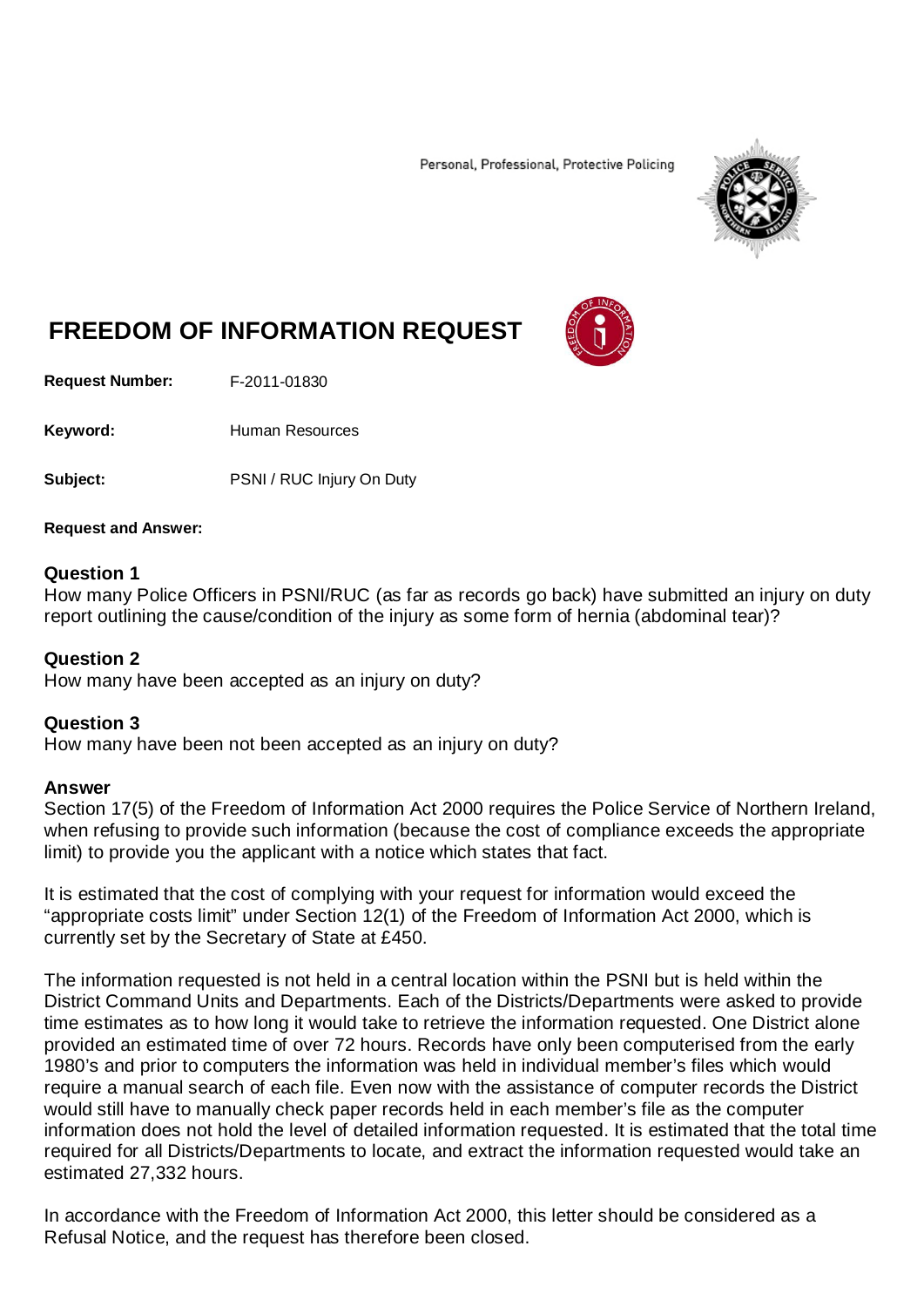Personal, Professional, Protective Policing

# FREEDOM OF INFORMATION REQUEST

**Request Number:** F-2011-01830

**Keyword:** Human Resources

**Subject:** PSNI / RUC Injury On Duty

**Request and Answer:**

**Question 1**
How many Police Officers in PSNI/RUC (as far as records go back) have submitted an injury on duty report outlining the cause/condition of the injury as some form of hernia (abdominal tear)?

**Question 2**
How many have been accepted as an injury on duty?

**Question 3**
How many have been not been accepted as an injury on duty?

**Answer**
Section 17(5) of the Freedom of Information Act 2000 requires the Police Service of Northern Ireland, when refusing to provide such information (because the cost of compliance exceeds the appropriate limit) to provide you the applicant with a notice which states that fact.

It is estimated that the cost of complying with your request for information would exceed the "appropriate costs limit" under Section 12(1) of the Freedom of Information Act 2000, which is currently set by the Secretary of State at £450.

The information requested is not held in a central location within the PSNI but is held within the District Command Units and Departments. Each of the Districts/Departments were asked to provide time estimates as to how long it would take to retrieve the information requested. One District alone provided an estimated time of over 72 hours. Records have only been computerised from the early 1980's and prior to computers the information was held in individual member's files which would require a manual search of each file. Even now with the assistance of computer records the District would still have to manually check paper records held in each member's file as the computer information does not hold the level of detailed information requested. It is estimated that the total time required for all Districts/Departments to locate, and extract the information requested would take an estimated 27,332 hours.

In accordance with the Freedom of Information Act 2000, this letter should be considered as a Refusal Notice, and the request has therefore been closed.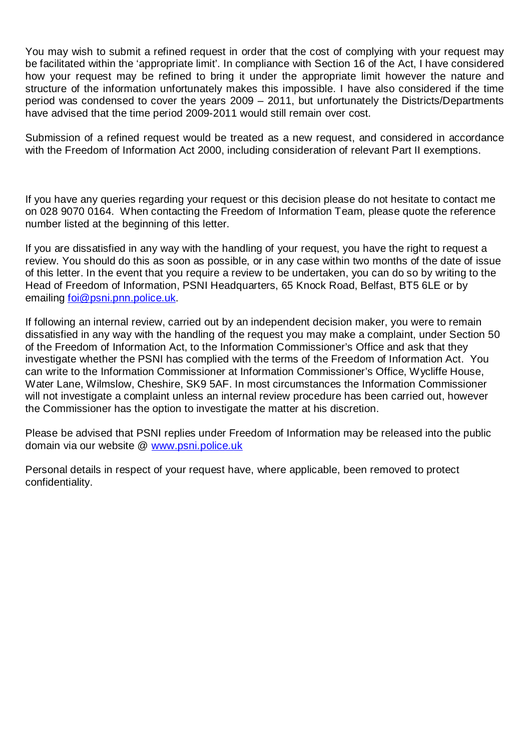You may wish to submit a refined request in order that the cost of complying with your request may be facilitated within the 'appropriate limit'. In compliance with Section 16 of the Act, I have considered how your request may be refined to bring it under the appropriate limit however the nature and structure of the information unfortunately makes this impossible. I have also considered if the time period was condensed to cover the years 2009 – 2011, but unfortunately the Districts/Departments have advised that the time period 2009-2011 would still remain over cost.

Submission of a refined request would be treated as a new request, and considered in accordance with the Freedom of Information Act 2000, including consideration of relevant Part II exemptions.

If you have any queries regarding your request or this decision please do not hesitate to contact me on 028 9070 0164. When contacting the Freedom of Information Team, please quote the reference number listed at the beginning of this letter.

If you are dissatisfied in any way with the handling of your request, you have the right to request a review. You should do this as soon as possible, or in any case within two months of the date of issue of this letter. In the event that you require a review to be undertaken, you can do so by writing to the Head of Freedom of Information, PSNI Headquarters, 65 Knock Road, Belfast, BT5 6LE or by emailing [foi@psni.pnn.police.uk](mailto:foi@psni.pnn.police.uk).

If following an internal review, carried out by an independent decision maker, you were to remain dissatisfied in any way with the handling of the request you may make a complaint, under Section 50 of the Freedom of Information Act, to the Information Commissioner's Office and ask that they investigate whether the PSNI has complied with the terms of the Freedom of Information Act. You can write to the Information Commissioner at Information Commissioner's Office, Wycliffe House, Water Lane, Wilmslow, Cheshire, SK9 5AF. In most circumstances the Information Commissioner will not investigate a complaint unless an internal review procedure has been carried out, however the Commissioner has the option to investigate the matter at his discretion.

Please be advised that PSNI replies under Freedom of Information may be released into the public domain via our website @ [www.psni.police.uk](http://www.psni.police.uk)

Personal details in respect of your request have, where applicable, been removed to protect confidentiality.